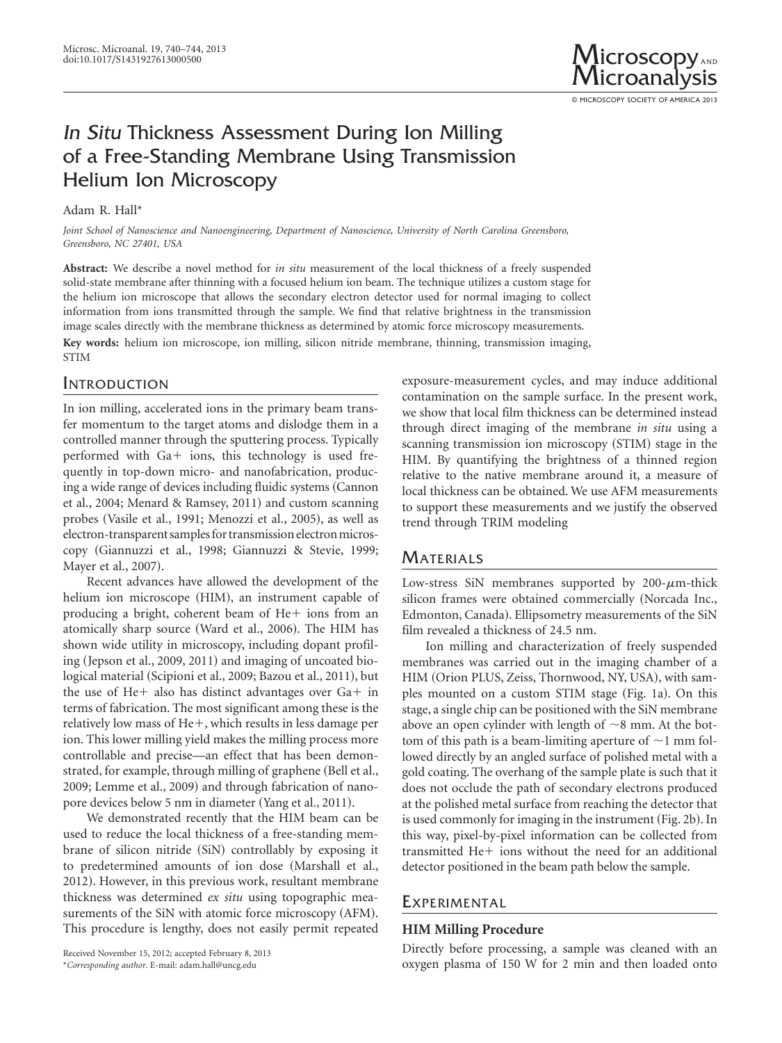# *In Situ* Thickness Assessment During Ion Milling of a Free-Standing Membrane Using Transmission Helium Ion Microscopy

Adam R. Hall*

*Joint School of Nanoscience and Nanoengineering, Department of Nanoscience, University of North Carolina Greensboro, Greensboro, NC 27401, USA*

**Abstract:** We describe a novel method for *in situ* measurement of the local thickness of a freely suspended solid-state membrane after thinning with a focused helium ion beam. The technique utilizes a custom stage for the helium ion microscope that allows the secondary electron detector used for normal imaging to collect information from ions transmitted through the sample. We find that relative brightness in the transmission image scales directly with the membrane thickness as determined by atomic force microscopy measurements.

**Key words:** helium ion microscope, ion milling, silicon nitride membrane, thinning, transmission imaging, STIM

## Introduction

In ion milling, accelerated ions in the primary beam transfer momentum to the target atoms and dislodge them in a controlled manner through the sputtering process. Typically performed with Ga+ ions, this technology is used frequently in top-down micro- and nanofabrication, producing a wide range of devices including fluidic systems (Cannon et al., 2004; Menard & Ramsey, 2011) and custom scanning probes (Vasile et al., 1991; Menozzi et al., 2005), as well as electron-transparent samples for transmission electron microscopy (Giannuzzi et al., 1998; Giannuzzi & Stevie, 1999; Mayer et al., 2007).

Recent advances have allowed the development of the helium ion microscope (HIM), an instrument capable of producing a bright, coherent beam of He+ ions from an atomically sharp source (Ward et al., 2006). The HIM has shown wide utility in microscopy, including dopant profiling (Jepson et al., 2009, 2011) and imaging of uncoated biological material (Scipioni et al., 2009; Bazou et al., 2011), but the use of He+ also has distinct advantages over Ga+ in terms of fabrication. The most significant among these is the relatively low mass of He+, which results in less damage per ion. This lower milling yield makes the milling process more controllable and precise—an effect that has been demonstrated, for example, through milling of graphene (Bell et al., 2009; Lemme et al., 2009) and through fabrication of nanopore devices below 5 nm in diameter (Yang et al., 2011).

We demonstrated recently that the HIM beam can be used to reduce the local thickness of a free-standing membrane of silicon nitride (SiN) controllably by exposing it to predetermined amounts of ion dose (Marshall et al., 2012). However, in this previous work, resultant membrane thickness was determined *ex situ* using topographic measurements of the SiN with atomic force microscopy (AFM). This procedure is lengthy, does not easily permit repeated exposure-measurement cycles, and may induce additional contamination on the sample surface. In the present work, we show that local film thickness can be determined instead through direct imaging of the membrane *in situ* using a scanning transmission ion microscopy (STIM) stage in the HIM. By quantifying the brightness of a thinned region relative to the native membrane around it, a measure of local thickness can be obtained. We use AFM measurements to support these measurements and we justify the observed trend through TRIM modeling

## Materials

Low-stress SiN membranes supported by 200-$\mu$m-thick silicon frames were obtained commercially (Norcada Inc., Edmonton, Canada). Ellipsometry measurements of the SiN film revealed a thickness of 24.5 nm.

Ion milling and characterization of freely suspended membranes was carried out in the imaging chamber of a HIM (Orion PLUS, Zeiss, Thornwood, NY, USA), with samples mounted on a custom STIM stage (Fig. 1a). On this stage, a single chip can be positioned with the SiN membrane above an open cylinder with length of ~8 mm. At the bottom of this path is a beam-limiting aperture of ~1 mm followed directly by an angled surface of polished metal with a gold coating. The overhang of the sample plate is such that it does not occlude the path of secondary electrons produced at the polished metal surface from reaching the detector that is used commonly for imaging in the instrument (Fig. 2b). In this way, pixel-by-pixel information can be collected from transmitted He+ ions without the need for an additional detector positioned in the beam path below the sample.

## Experimental

### HIM Milling Procedure

Directly before processing, a sample was cleaned with an oxygen plasma of 150 W for 2 min and then loaded onto

Received November 15, 2012; accepted February 8, 2013
*Corresponding author. E-mail: adam.hall@uncg.edu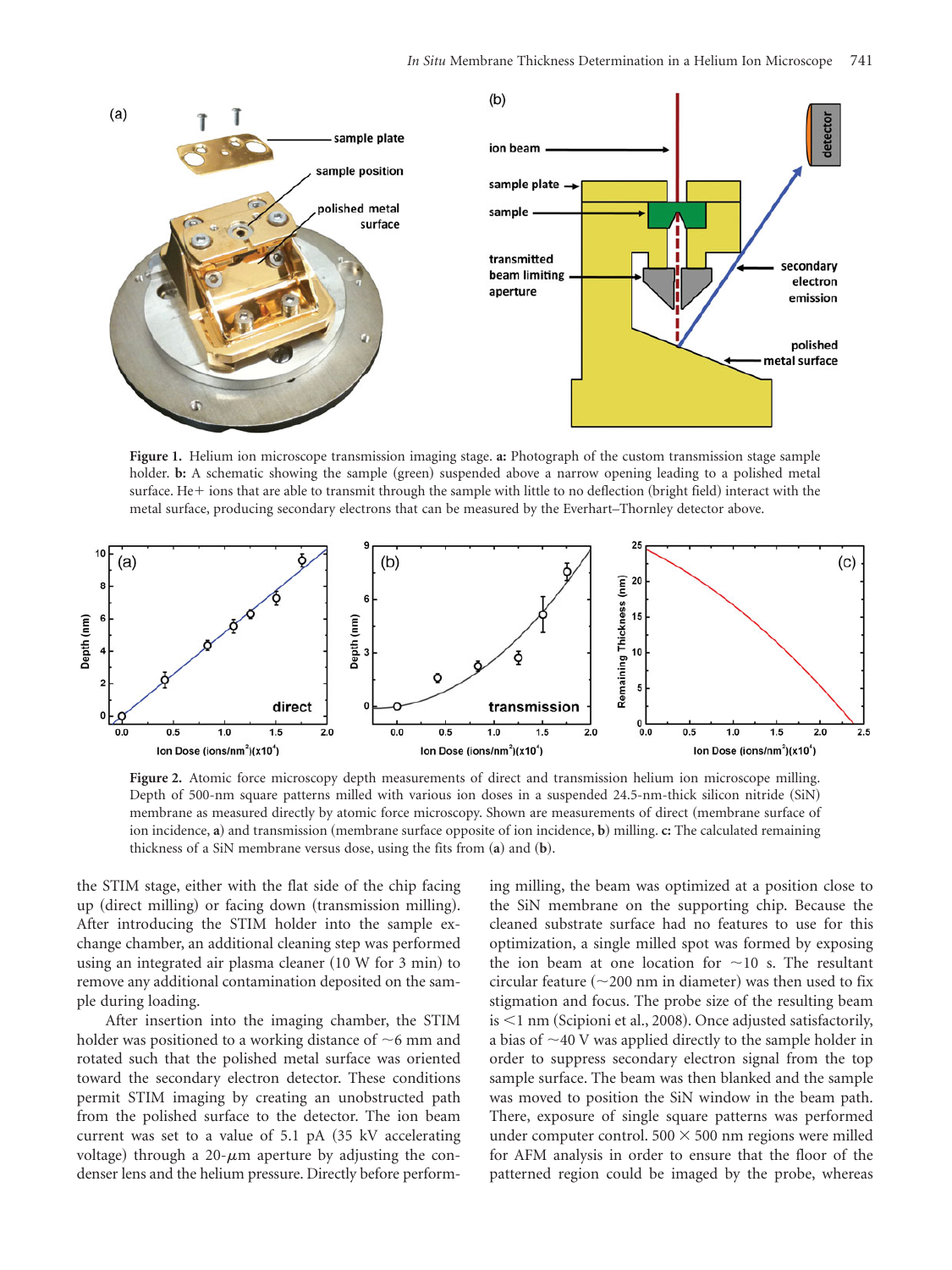**Figure 1.** Helium ion microscope transmission imaging stage. **a:** Photograph of the custom transmission stage sample holder. **b:** A schematic showing the sample (green) suspended above a narrow opening leading to a polished metal surface. He+ ions that are able to transmit through the sample with little to no deflection (bright field) interact with the metal surface, producing secondary electrons that can be measured by the Everhart–Thornley detector above.

**Figure 2.** Atomic force microscopy depth measurements of direct and transmission helium ion microscope milling. Depth of 500-nm square patterns milled with various ion doses in a suspended 24.5-nm-thick silicon nitride (SiN) membrane as measured directly by atomic force microscopy. Shown are measurements of direct (membrane surface of ion incidence, **a**) and transmission (membrane surface opposite of ion incidence, **b**) milling. **c:** The calculated remaining thickness of a SiN membrane versus dose, using the fits from (**a**) and (**b**).

the STIM stage, either with the flat side of the chip facing up (direct milling) or facing down (transmission milling). After introducing the STIM holder into the sample exchange chamber, an additional cleaning step was performed using an integrated air plasma cleaner (10 W for 3 min) to remove any additional contamination deposited on the sample during loading.

After insertion into the imaging chamber, the STIM holder was positioned to a working distance of ~6 mm and rotated such that the polished metal surface was oriented toward the secondary electron detector. These conditions permit STIM imaging by creating an unobstructed path from the polished surface to the detector. The ion beam current was set to a value of 5.1 pA (35 kV accelerating voltage) through a 20-$\mu$m aperture by adjusting the condenser lens and the helium pressure. Directly before performing milling, the beam was optimized at a position close to the SiN membrane on the supporting chip. Because the cleaned substrate surface had no features to use for this optimization, a single milled spot was formed by exposing the ion beam at one location for ~10 s. The resultant circular feature (~200 nm in diameter) was then used to fix stigmation and focus. The probe size of the resulting beam is <1 nm (Scipioni et al., 2008). Once adjusted satisfactorily, a bias of ~40 V was applied directly to the sample holder in order to suppress secondary electron signal from the top sample surface. The beam was then blanked and the sample was moved to position the SiN window in the beam path. There, exposure of single square patterns was performed under computer control. 500 × 500 nm regions were milled for AFM analysis in order to ensure that the floor of the patterned region could be imaged by the probe, whereas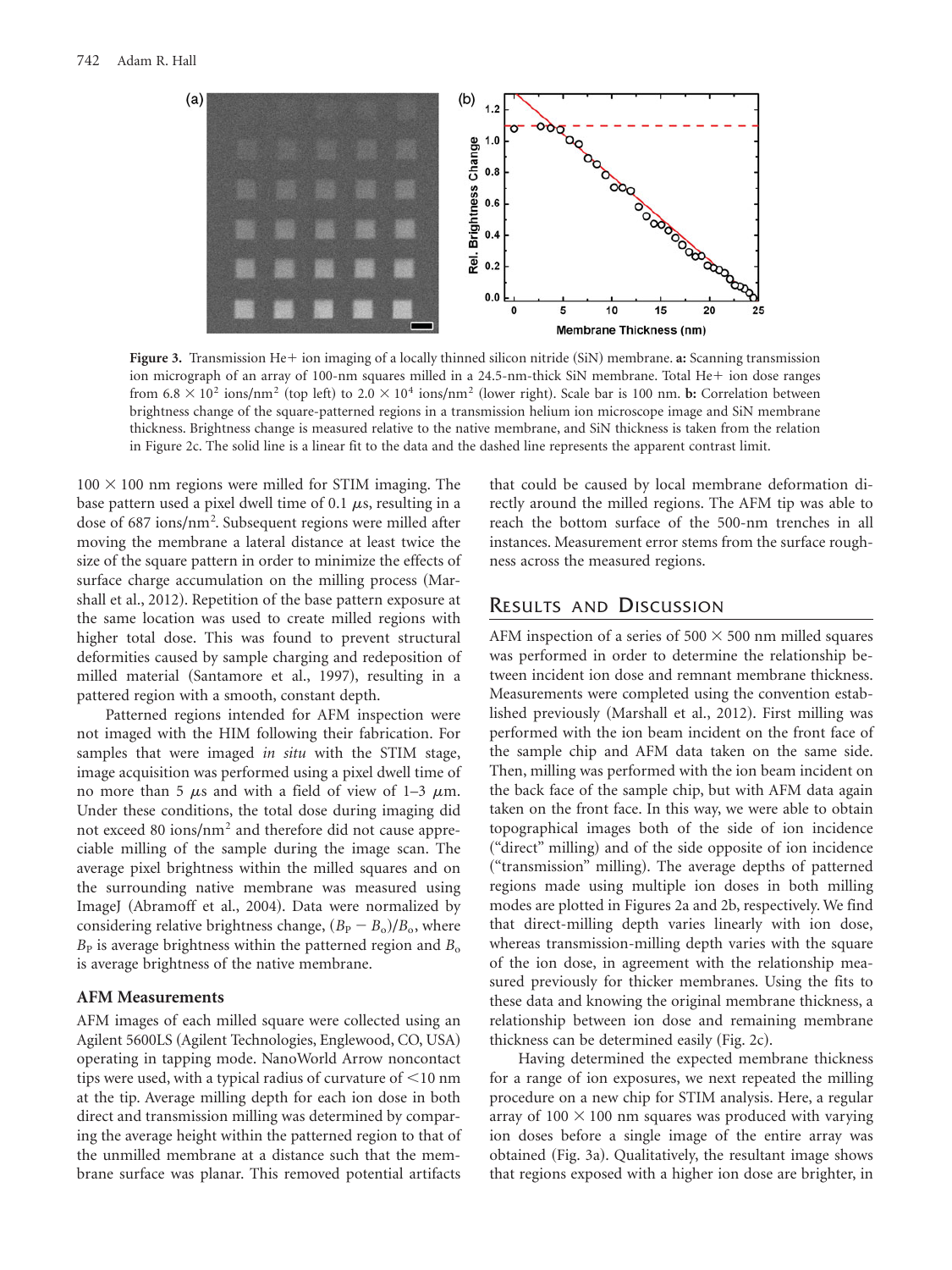**Figure 3.** Transmission He+ ion imaging of a locally thinned silicon nitride (SiN) membrane. **a:** Scanning transmission ion micrograph of an array of 100-nm squares milled in a 24.5-nm-thick SiN membrane. Total He+ ion dose ranges from $6.8 \times 10^2$ ions/nm$^2$ (top left) to $2.0 \times 10^4$ ions/nm$^2$ (lower right). Scale bar is 100 nm. **b:** Correlation between brightness change of the square-patterned regions in a transmission helium ion microscope image and SiN membrane thickness. Brightness change is measured relative to the native membrane, and SiN thickness is taken from the relation in Figure 2c. The solid line is a linear fit to the data and the dashed line represents the apparent contrast limit.

$100 \times 100$ nm regions were milled for STIM imaging. The base pattern used a pixel dwell time of 0.1 $\mu$s, resulting in a dose of 687 ions/nm$^2$. Subsequent regions were milled after moving the membrane a lateral distance at least twice the size of the square pattern in order to minimize the effects of surface charge accumulation on the milling process (Marshall et al., 2012). Repetition of the base pattern exposure at the same location was used to create milled regions with higher total dose. This was found to prevent structural deformities caused by sample charging and redeposition of milled material (Santamore et al., 1997), resulting in a pattered region with a smooth, constant depth.

Patterned regions intended for AFM inspection were not imaged with the HIM following their fabrication. For samples that were imaged *in situ* with the STIM stage, image acquisition was performed using a pixel dwell time of no more than 5 $\mu$s and with a field of view of 1–3 $\mu$m. Under these conditions, the total dose during imaging did not exceed 80 ions/nm$^2$ and therefore did not cause appreciable milling of the sample during the image scan. The average pixel brightness within the milled squares and on the surrounding native membrane was measured using ImageJ (Abramoff et al., 2004). Data were normalized by considering relative brightness change, $(B_P - B_o)/B_o$, where $B_P$ is average brightness within the patterned region and $B_o$ is average brightness of the native membrane.

### AFM Measurements

AFM images of each milled square were collected using an Agilent 5600LS (Agilent Technologies, Englewood, CO, USA) operating in tapping mode. NanoWorld Arrow noncontact tips were used, with a typical radius of curvature of <10 nm at the tip. Average milling depth for each ion dose in both direct and transmission milling was determined by comparing the average height within the patterned region to that of the unmilled membrane at a distance such that the membrane surface was planar. This removed potential artifacts that could be caused by local membrane deformation directly around the milled regions. The AFM tip was able to reach the bottom surface of the 500-nm trenches in all instances. Measurement error stems from the surface roughness across the measured regions.

## Results and Discussion

AFM inspection of a series of $500 \times 500$ nm milled squares was performed in order to determine the relationship between incident ion dose and remnant membrane thickness. Measurements were completed using the convention established previously (Marshall et al., 2012). First milling was performed with the ion beam incident on the front face of the sample chip and AFM data taken on the same side. Then, milling was performed with the ion beam incident on the back face of the sample chip, but with AFM data again taken on the front face. In this way, we were able to obtain topographical images both of the side of ion incidence ("direct" milling) and of the side opposite of ion incidence ("transmission" milling). The average depths of patterned regions made using multiple ion doses in both milling modes are plotted in Figures 2a and 2b, respectively. We find that direct-milling depth varies linearly with ion dose, whereas transmission-milling depth varies with the square of the ion dose, in agreement with the relationship measured previously for thicker membranes. Using the fits to these data and knowing the original membrane thickness, a relationship between ion dose and remaining membrane thickness can be determined easily (Fig. 2c).

Having determined the expected membrane thickness for a range of ion exposures, we next repeated the milling procedure on a new chip for STIM analysis. Here, a regular array of $100 \times 100$ nm squares was produced with varying ion doses before a single image of the entire array was obtained (Fig. 3a). Qualitatively, the resultant image shows that regions exposed with a higher ion dose are brighter, in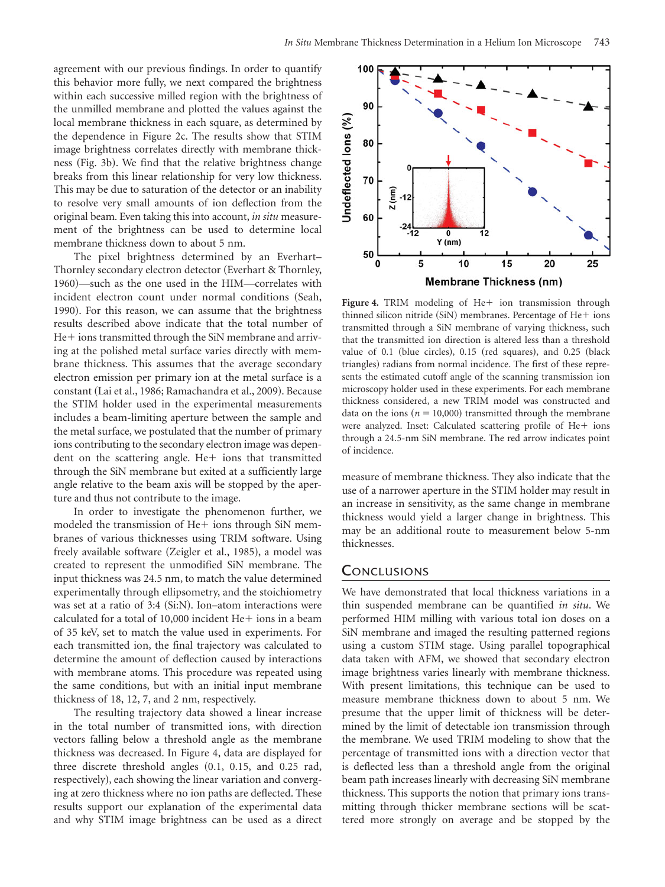agreement with our previous findings. In order to quantify this behavior more fully, we next compared the brightness within each successive milled region with the brightness of the unmilled membrane and plotted the values against the local membrane thickness in each square, as determined by the dependence in Figure 2c. The results show that STIM image brightness correlates directly with membrane thickness (Fig. 3b). We find that the relative brightness change breaks from this linear relationship for very low thickness. This may be due to saturation of the detector or an inability to resolve very small amounts of ion deflection from the original beam. Even taking this into account, *in situ* measurement of the brightness can be used to determine local membrane thickness down to about 5 nm.

The pixel brightness determined by an Everhart–Thornley secondary electron detector (Everhart & Thornley, 1960)—such as the one used in the HIM—correlates with incident electron count under normal conditions (Seah, 1990). For this reason, we can assume that the brightness results described above indicate that the total number of He+ ions transmitted through the SiN membrane and arriving at the polished metal surface varies directly with membrane thickness. This assumes that the average secondary electron emission per primary ion at the metal surface is a constant (Lai et al., 1986; Ramachandra et al., 2009). Because the STIM holder used in the experimental measurements includes a beam-limiting aperture between the sample and the metal surface, we postulated that the number of primary ions contributing to the secondary electron image was dependent on the scattering angle. He+ ions that transmitted through the SiN membrane but exited at a sufficiently large angle relative to the beam axis will be stopped by the aperture and thus not contribute to the image.

In order to investigate the phenomenon further, we modeled the transmission of He+ ions through SiN membranes of various thicknesses using TRIM software. Using freely available software (Zeigler et al., 1985), a model was created to represent the unmodified SiN membrane. The input thickness was 24.5 nm, to match the value determined experimentally through ellipsometry, and the stoichiometry was set at a ratio of 3:4 (Si:N). Ion–atom interactions were calculated for a total of 10,000 incident He+ ions in a beam of 35 keV, set to match the value used in experiments. For each transmitted ion, the final trajectory was calculated to determine the amount of deflection caused by interactions with membrane atoms. This procedure was repeated using the same conditions, but with an initial input membrane thickness of 18, 12, 7, and 2 nm, respectively.

The resulting trajectory data showed a linear increase in the total number of transmitted ions, with direction vectors falling below a threshold angle as the membrane thickness was decreased. In Figure 4, data are displayed for three discrete threshold angles (0.1, 0.15, and 0.25 rad, respectively), each showing the linear variation and converging at zero thickness where no ion paths are deflected. These results support our explanation of the experimental data and why STIM image brightness can be used as a direct measure of membrane thickness. They also indicate that the use of a narrower aperture in the STIM holder may result in an increase in sensitivity, as the same change in membrane thickness would yield a larger change in brightness. This may be an additional route to measurement below 5-nm thicknesses.

**Figure 4.** TRIM modeling of He+ ion transmission through thinned silicon nitride (SiN) membranes. Percentage of He+ ions transmitted through a SiN membrane of varying thickness, such that the transmitted ion direction is altered less than a threshold value of 0.1 (blue circles), 0.15 (red squares), and 0.25 (black triangles) radians from normal incidence. The first of these represents the estimated cutoff angle of the scanning transmission ion microscopy holder used in these experiments. For each membrane thickness considered, a new TRIM model was constructed and data on the ions ($n = 10{,}000$) transmitted through the membrane were analyzed. Inset: Calculated scattering profile of He+ ions through a 24.5-nm SiN membrane. The red arrow indicates point of incidence.

## Conclusions

We have demonstrated that local thickness variations in a thin suspended membrane can be quantified *in situ*. We performed HIM milling with various total ion doses on a SiN membrane and imaged the resulting patterned regions using a custom STIM stage. Using parallel topographical data taken with AFM, we showed that secondary electron image brightness varies linearly with membrane thickness. With present limitations, this technique can be used to measure membrane thickness down to about 5 nm. We presume that the upper limit of thickness will be determined by the limit of detectable ion transmission through the membrane. We used TRIM modeling to show that the percentage of transmitted ions with a direction vector that is deflected less than a threshold angle from the original beam path increases linearly with decreasing SiN membrane thickness. This supports the notion that primary ions transmitting through thicker membrane sections will be scattered more strongly on average and be stopped by the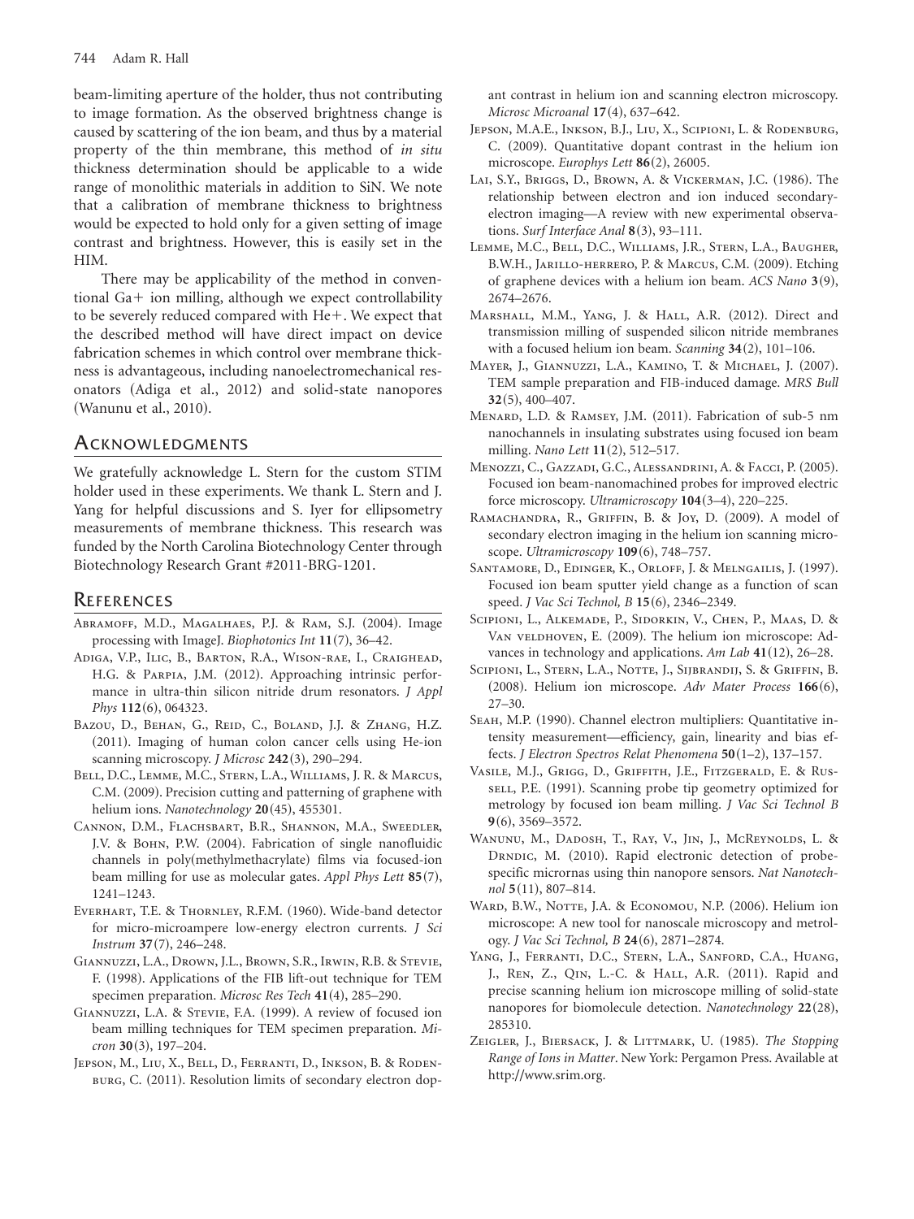beam-limiting aperture of the holder, thus not contributing to image formation. As the observed brightness change is caused by scattering of the ion beam, and thus by a material property of the thin membrane, this method of *in situ* thickness determination should be applicable to a wide range of monolithic materials in addition to SiN. We note that a calibration of membrane thickness to brightness would be expected to hold only for a given setting of image contrast and brightness. However, this is easily set in the HIM.

There may be applicability of the method in conventional $Ga+$ ion milling, although we expect controllability to be severely reduced compared with $He+$. We expect that the described method will have direct impact on device fabrication schemes in which control over membrane thickness is advantageous, including nanoelectromechanical resonators (Adiga et al., 2012) and solid-state nanopores (Wanunu et al., 2010).

## Acknowledgments

We gratefully acknowledge L. Stern for the custom STIM holder used in these experiments. We thank L. Stern and J. Yang for helpful discussions and S. Iyer for ellipsometry measurements of membrane thickness. This research was funded by the North Carolina Biotechnology Center through Biotechnology Research Grant #2011-BRG-1201.

## References

Abramoff, M.D., Magalhaes, P.J. & Ram, S.J. (2004). Image processing with ImageJ. *Biophotonics Int* **11**(7), 36–42.

Adiga, V.P., Ilic, B., Barton, R.A., Wison-rae, I., Craighead, H.G. & Parpia, J.M. (2012). Approaching intrinsic performance in ultra-thin silicon nitride drum resonators. *J Appl Phys* **112**(6), 064323.

Bazou, D., Behan, G., Reid, C., Boland, J.J. & Zhang, H.Z. (2011). Imaging of human colon cancer cells using He-ion scanning microscopy. *J Microsc* **242**(3), 290–294.

Bell, D.C., Lemme, M.C., Stern, L.A., Williams, J. R. & Marcus, C.M. (2009). Precision cutting and patterning of graphene with helium ions. *Nanotechnology* **20**(45), 455301.

Cannon, D.M., Flachsbart, B.R., Shannon, M.A., Sweedler, J.V. & Bohn, P.W. (2004). Fabrication of single nanofluidic channels in poly(methylmethacrylate) films via focused-ion beam milling for use as molecular gates. *Appl Phys Lett* **85**(7), 1241–1243.

Everhart, T.E. & Thornley, R.F.M. (1960). Wide-band detector for micro-microampere low-energy electron currents. *J Sci Instrum* **37**(7), 246–248.

Giannuzzi, L.A., Drown, J.L., Brown, S.R., Irwin, R.B. & Stevie, F. (1998). Applications of the FIB lift-out technique for TEM specimen preparation. *Microsc Res Tech* **41**(4), 285–290.

Giannuzzi, L.A. & Stevie, F.A. (1999). A review of focused ion beam milling techniques for TEM specimen preparation. *Micron* **30**(3), 197–204.

Jepson, M., Liu, X., Bell, D., Ferranti, D., Inkson, B. & Rodenburg, C. (2011). Resolution limits of secondary electron dopant contrast in helium ion and scanning electron microscopy. *Microsc Microanal* **17**(4), 637–642.

Jepson, M.A.E., Inkson, B.J., Liu, X., Scipioni, L. & Rodenburg, C. (2009). Quantitative dopant contrast in the helium ion microscope. *Europhys Lett* **86**(2), 26005.

Lai, S.Y., Briggs, D., Brown, A. & Vickerman, J.C. (1986). The relationship between electron and ion induced secondary-electron imaging—A review with new experimental observations. *Surf Interface Anal* **8**(3), 93–111.

Lemme, M.C., Bell, D.C., Williams, J.R., Stern, L.A., Baugher, B.W.H., Jarillo-herrero, P. & Marcus, C.M. (2009). Etching of graphene devices with a helium ion beam. *ACS Nano* **3**(9), 2674–2676.

Marshall, M.M., Yang, J. & Hall, A.R. (2012). Direct and transmission milling of suspended silicon nitride membranes with a focused helium ion beam. *Scanning* **34**(2), 101–106.

Mayer, J., Giannuzzi, L.A., Kamino, T. & Michael, J. (2007). TEM sample preparation and FIB-induced damage. *MRS Bull* **32**(5), 400–407.

Menard, L.D. & Ramsey, J.M. (2011). Fabrication of sub-5 nm nanochannels in insulating substrates using focused ion beam milling. *Nano Lett* **11**(2), 512–517.

Menozzi, C., Gazzadi, G.C., Alessandrini, A. & Facci, P. (2005). Focused ion beam-nanomachined probes for improved electric force microscopy. *Ultramicroscopy* **104**(3–4), 220–225.

Ramachandra, R., Griffin, B. & Joy, D. (2009). A model of secondary electron imaging in the helium ion scanning microscope. *Ultramicroscopy* **109**(6), 748–757.

Santamore, D., Edinger, K., Orloff, J. & Melngailis, J. (1997). Focused ion beam sputter yield change as a function of scan speed. *J Vac Sci Technol, B* **15**(6), 2346–2349.

Scipioni, L., Alkemade, P., Sidorkin, V., Chen, P., Maas, D. & Van veldhoven, E. (2009). The helium ion microscope: Advances in technology and applications. *Am Lab* **41**(12), 26–28.

Scipioni, L., Stern, L.A., Notte, J., Sijbrandij, S. & Griffin, B. (2008). Helium ion microscope. *Adv Mater Process* **166**(6), 27–30.

Seah, M.P. (1990). Channel electron multipliers: Quantitative intensity measurement—efficiency, gain, linearity and bias effects. *J Electron Spectros Relat Phenomena* **50**(1–2), 137–157.

Vasile, M.J., Grigg, D., Griffith, J.E., Fitzgerald, E. & Russell, P.E. (1991). Scanning probe tip geometry optimized for metrology by focused ion beam milling. *J Vac Sci Technol B* **9**(6), 3569–3572.

Wanunu, M., Dadosh, T., Ray, V., Jin, J., McReynolds, L. & Drndic, M. (2010). Rapid electronic detection of probe-specific micrornas using thin nanopore sensors. *Nat Nanotechnol* **5**(11), 807–814.

Ward, B.W., Notte, J.A. & Economou, N.P. (2006). Helium ion microscope: A new tool for nanoscale microscopy and metrology. *J Vac Sci Technol, B* **24**(6), 2871–2874.

Yang, J., Ferranti, D.C., Stern, L.A., Sanford, C.A., Huang, J., Ren, Z., Qin, L.-C. & Hall, A.R. (2011). Rapid and precise scanning helium ion microscope milling of solid-state nanopores for biomolecule detection. *Nanotechnology* **22**(28), 285310.

Zeigler, J., Biersack, J. & Littmark, U. (1985). *The Stopping Range of Ions in Matter*. New York: Pergamon Press. Available at http://www.srim.org.